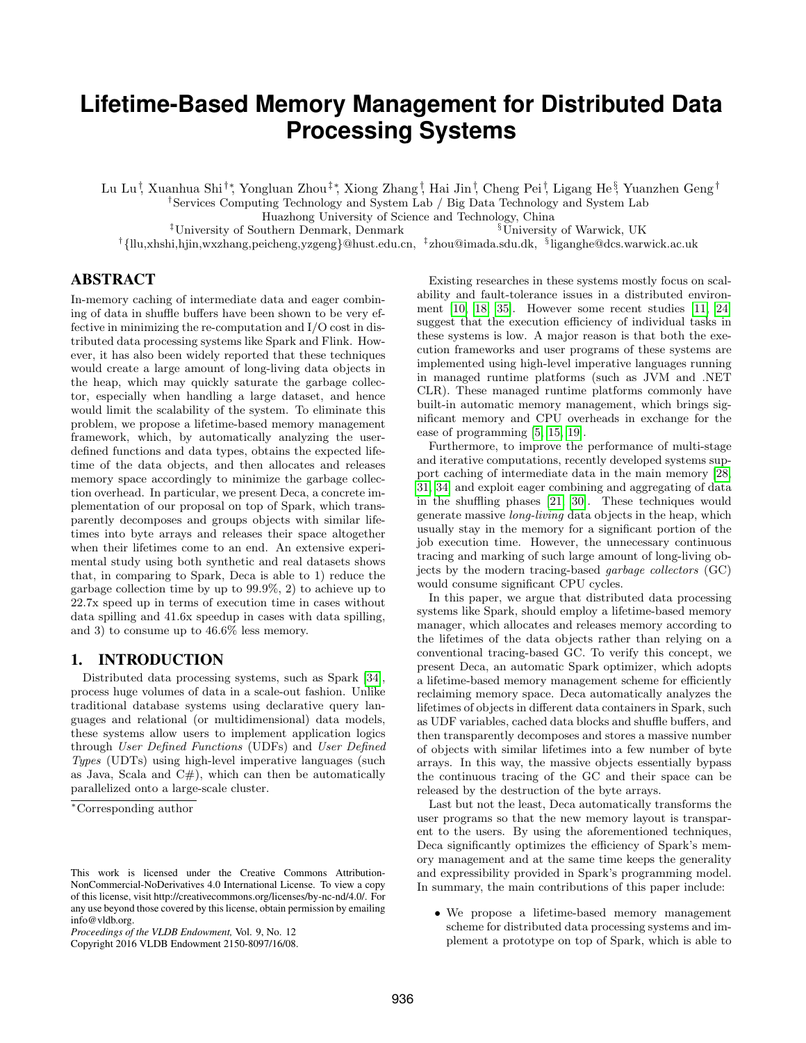# Lifetime-Based Memory Management for Distributed Data Processing Systems

Lu Lu[†], Xuanhua Shi[†*], Yongluan Zhou[‡*], Xiong Zhang[†], Hai Jin[†], Cheng Pei[†], Ligang He[§], Yuanzhen Geng[†]

[†]Services Computing Technology and System Lab / Big Data Technology and System Lab
Huazhong University of Science and Technology, China

[‡]University of Southern Denmark, Denmark [§]University of Warwick, UK

[†]{llu,xhshi,hjin,wxzhang,peicheng,yzgeng}@hust.edu.cn, [‡]zhou@imada.sdu.dk, [§]liganghe@dcs.warwick.ac.uk

## ABSTRACT

In-memory caching of intermediate data and eager combining of data in shuffle buffers have been shown to be very effective in minimizing the re-computation and I/O cost in distributed data processing systems like Spark and Flink. However, it has also been widely reported that these techniques would create a large amount of long-living data objects in the heap, which may quickly saturate the garbage collector, especially when handling a large dataset, and hence would limit the scalability of the system. To eliminate this problem, we propose a lifetime-based memory management framework, which, by automatically analyzing the user-defined functions and data types, obtains the expected lifetime of the data objects, and then allocates and releases memory space accordingly to minimize the garbage collection overhead. In particular, we present Deca, a concrete implementation of our proposal on top of Spark, which transparently decomposes and groups objects with similar lifetimes into byte arrays and releases their space altogether when their lifetimes come to an end. An extensive experimental study using both synthetic and real datasets shows that, in comparing to Spark, Deca is able to 1) reduce the garbage collection time by up to 99.9%, 2) to achieve up to 22.7x speed up in terms of execution time in cases without data spilling and 41.6x speedup in cases with data spilling, and 3) to consume up to 46.6% less memory.

## 1. INTRODUCTION

Distributed data processing systems, such as Spark [34], process huge volumes of data in a scale-out fashion. Unlike traditional database systems using declarative query languages and relational (or multidimensional) data models, these systems allow users to implement application logics through *User Defined Functions* (UDFs) and *User Defined Types* (UDTs) using high-level imperative languages (such as Java, Scala and C#), which can then be automatically parallelized onto a large-scale cluster.

[*]Corresponding author

This work is licensed under the Creative Commons Attribution-NonCommercial-NoDerivatives 4.0 International License. To view a copy of this license, visit http://creativecommons.org/licenses/by-nc-nd/4.0/. For any use beyond those covered by this license, obtain permission by emailing info@vldb.org.
*Proceedings of the VLDB Endowment,* Vol. 9, No. 12
Copyright 2016 VLDB Endowment 2150-8097/16/08.

Existing researches in these systems mostly focus on scalability and fault-tolerance issues in a distributed environment [10, 18, 35]. However some recent studies [11, 24] suggest that the execution efficiency of individual tasks in these systems is low. A major reason is that both the execution frameworks and user programs of these systems are implemented using high-level imperative languages running in managed runtime platforms (such as JVM and .NET CLR). These managed runtime platforms commonly have built-in automatic memory management, which brings significant memory and CPU overheads in exchange for the ease of programming [5, 15, 19].

Furthermore, to improve the performance of multi-stage and iterative computations, recently developed systems support caching of intermediate data in the main memory [28, 31, 34] and exploit eager combining and aggregating of data in the shuffling phases [21, 30]. These techniques would generate massive *long-living* data objects in the heap, which usually stay in the memory for a significant portion of the job execution time. However, the unnecessary continuous tracing and marking of such large amount of long-living objects by the modern tracing-based *garbage collectors* (GC) would consume significant CPU cycles.

In this paper, we argue that distributed data processing systems like Spark, should employ a lifetime-based memory manager, which allocates and releases memory according to the lifetimes of the data objects rather than relying on a conventional tracing-based GC. To verify this concept, we present Deca, an automatic Spark optimizer, which adopts a lifetime-based memory management scheme for efficiently reclaiming memory space. Deca automatically analyzes the lifetimes of objects in different data containers in Spark, such as UDF variables, cached data blocks and shuffle buffers, and then transparently decomposes and stores a massive number of objects with similar lifetimes into a few number of byte arrays. In this way, the massive objects essentially bypass the continuous tracing of the GC and their space can be released by the destruction of the byte arrays.

Last but not the least, Deca automatically transforms the user programs so that the new memory layout is transparent to the users. By using the aforementioned techniques, Deca significantly optimizes the efficiency of Spark's memory management and at the same time keeps the generality and expressibility provided in Spark's programming model. In summary, the main contributions of this paper include:

- We propose a lifetime-based memory management scheme for distributed data processing systems and implement a prototype on top of Spark, which is able to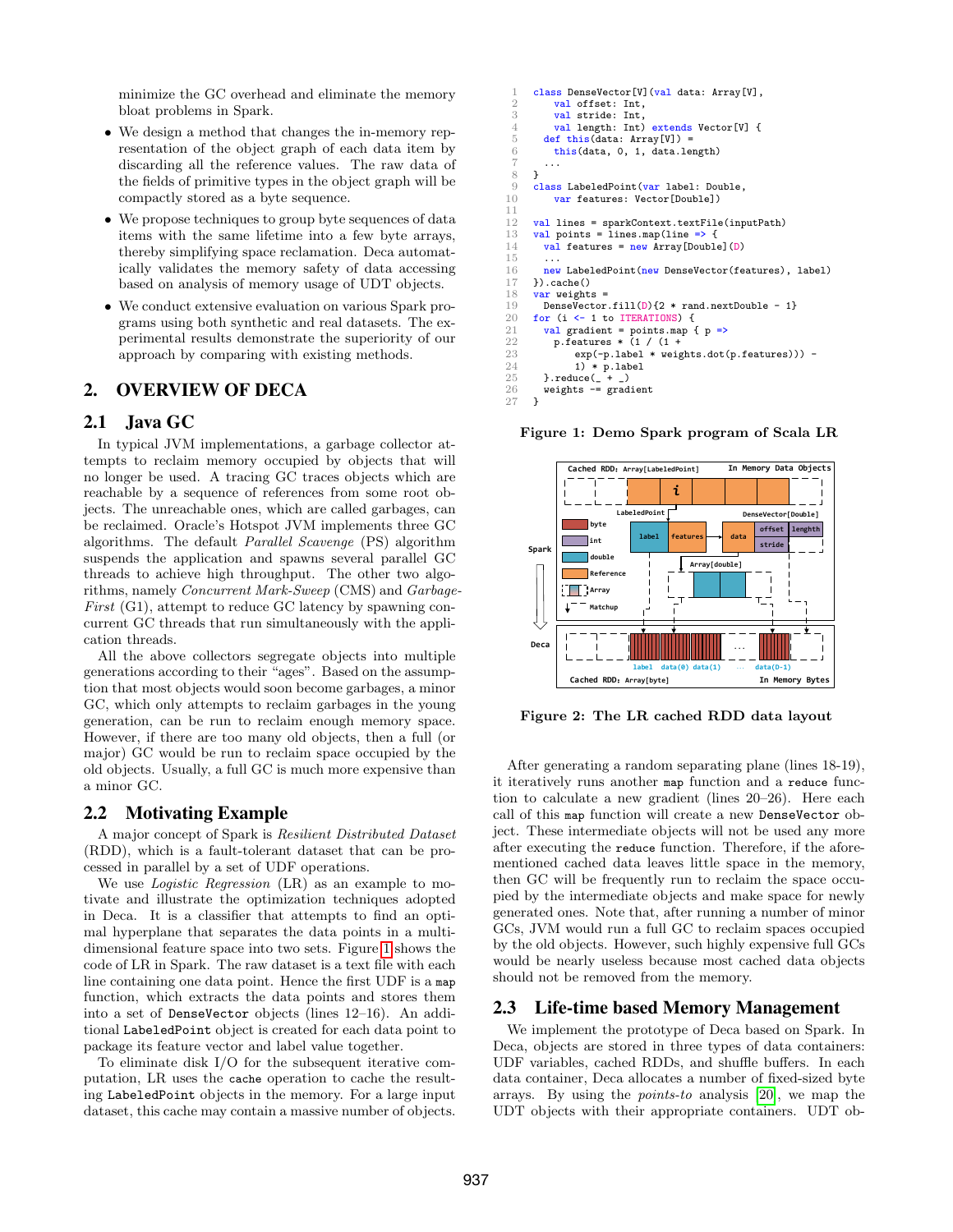minimize the GC overhead and eliminate the memory bloat problems in Spark.

- We design a method that changes the in-memory representation of the object graph of each data item by discarding all the reference values. The raw data of the fields of primitive types in the object graph will be compactly stored as a byte sequence.
- We propose techniques to group byte sequences of data items with the same lifetime into a few byte arrays, thereby simplifying space reclamation. Deca automatically validates the memory safety of data accessing based on analysis of memory usage of UDT objects.
- We conduct extensive evaluation on various Spark programs using both synthetic and real datasets. The experimental results demonstrate the superiority of our approach by comparing with existing methods.

## 2. OVERVIEW OF DECA

### 2.1 Java GC

In typical JVM implementations, a garbage collector attempts to reclaim memory occupied by objects that will no longer be used. A tracing GC traces objects which are reachable by a sequence of references from some root objects. The unreachable ones, which are called garbages, can be reclaimed. Oracle's Hotspot JVM implements three GC algorithms. The default *Parallel Scavenge* (PS) algorithm suspends the application and spawns several parallel GC threads to achieve high throughput. The other two algorithms, namely *Concurrent Mark-Sweep* (CMS) and *Garbage-First* (G1), attempt to reduce GC latency by spawning concurrent GC threads that run simultaneously with the application threads.

All the above collectors segregate objects into multiple generations according to their "ages". Based on the assumption that most objects would soon become garbages, a minor GC, which only attempts to reclaim garbages in the young generation, can be run to reclaim enough memory space. However, if there are too many old objects, then a full (or major) GC would be run to reclaim space occupied by the old objects. Usually, a full GC is much more expensive than a minor GC.

### 2.2 Motivating Example

A major concept of Spark is *Resilient Distributed Dataset* (RDD), which is a fault-tolerant dataset that can be processed in parallel by a set of UDF operations.

We use *Logistic Regression* (LR) as an example to motivate and illustrate the optimization techniques adopted in Deca. It is a classifier that attempts to find an optimal hyperplane that separates the data points in a multi-dimensional feature space into two sets. Figure 1 shows the code of LR in Spark. The raw dataset is a text file with each line containing one data point. Hence the first UDF is a `map` function, which extracts the data points and stores them into a set of `DenseVector` objects (lines 12–16). An additional `LabeledPoint` object is created for each data point to package its feature vector and label value together.

To eliminate disk I/O for the subsequent iterative computation, LR uses the `cache` operation to cache the resulting `LabeledPoint` objects in the memory. For a large input dataset, this cache may contain a massive number of objects.

```
1  class DenseVector[V](val data: Array[V],
2      val offset: Int,
3      val stride: Int,
4      val length: Int) extends Vector[V] {
5    def this(data: Array[V]) =
6      this(data, 0, 1, data.length)
7    ...
8  }
9  class LabeledPoint(var label: Double,
10     var features: Vector[Double])
11
12 val lines = sparkContext.textFile(inputPath)
13 val points = lines.map(line => {
14   val features = new Array[Double](D)
15   ...
16   new LabeledPoint(new DenseVector(features), label)
17 }).cache()
18 var weights =
19   DenseVector.fill(D){2 * rand.nextDouble - 1}
20 for (i <- 1 to ITERATIONS) {
21   val gradient = points.map { p =>
22     p.features * (1 / (1 +
23       exp(-p.label * weights.dot(p.features))) -
24       1) * p.label
25   }.reduce(_ + _)
26   weights -= gradient
27 }
```

**Figure 1: Demo Spark program of Scala LR**

Cached RDD: Array[LabeledPoint]
In Memory Data Objects
i
LabeledPoint
DenseVector[Double]
byte
int
double
Reference
Array
Matchup
Spark
label
features
data
offset
lenghth
stride
Array[double]
Deca
...
label
data(0)
data(1)
...
data(D-1)
Cached RDD: Array[byte]
In Memory Bytes

**Figure 2: The LR cached RDD data layout**

After generating a random separating plane (lines 18-19), it iteratively runs another `map` function and a `reduce` function to calculate a new gradient (lines 20–26). Here each call of this `map` function will create a new `DenseVector` object. These intermediate objects will not be used any more after executing the `reduce` function. Therefore, if the aforementioned cached data leaves little space in the memory, then GC will be frequently run to reclaim the space occupied by the intermediate objects and make space for newly generated ones. Note that, after running a number of minor GCs, JVM would run a full GC to reclaim spaces occupied by the old objects. However, such highly expensive full GCs would be nearly useless because most cached data objects should not be removed from the memory.

### 2.3 Life-time based Memory Management

We implement the prototype of Deca based on Spark. In Deca, objects are stored in three types of data containers: UDF variables, cached RDDs, and shuffle buffers. In each data container, Deca allocates a number of fixed-sized byte arrays. By using the *points-to* analysis [20], we map the UDT objects with their appropriate containers. UDT ob-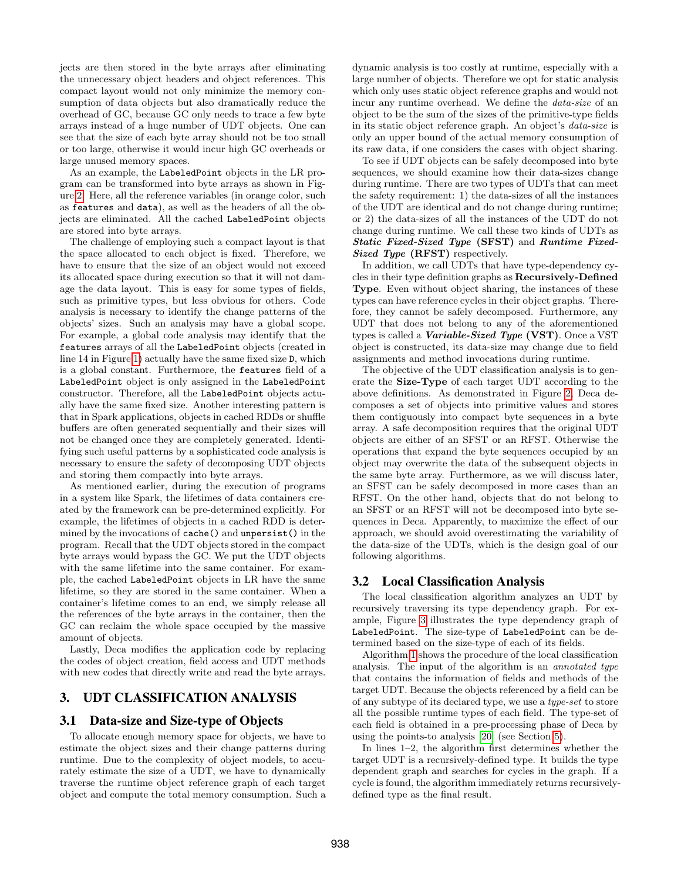jects are then stored in the byte arrays after eliminating the unnecessary object headers and object references. This compact layout would not only minimize the memory consumption of data objects but also dramatically reduce the overhead of GC, because GC only needs to trace a few byte arrays instead of a huge number of UDT objects. One can see that the size of each byte array should not be too small or too large, otherwise it would incur high GC overheads or large unused memory spaces.

As an example, the `LabeledPoint` objects in the LR program can be transformed into byte arrays as shown in Figure 2. Here, all the reference variables (in orange color, such as `features` and `data`), as well as the headers of all the objects are eliminated. All the cached `LabeledPoint` objects are stored into byte arrays.

The challenge of employing such a compact layout is that the space allocated to each object is fixed. Therefore, we have to ensure that the size of an object would not exceed its allocated space during execution so that it will not damage the data layout. This is easy for some types of fields, such as primitive types, but less obvious for others. Code analysis is necessary to identify the change patterns of the objects' sizes. Such an analysis may have a global scope. For example, a global code analysis may identify that the `features` arrays of all the `LabeledPoint` objects (created in line 14 in Figure 1) actually have the same fixed size `D`, which is a global constant. Furthermore, the `features` field of a `LabeledPoint` object is only assigned in the `LabeledPoint` constructor. Therefore, all the `LabeledPoint` objects actually have the same fixed size. Another interesting pattern is that in Spark applications, objects in cached RDDs or shuffle buffers are often generated sequentially and their sizes will not be changed once they are completely generated. Identifying such useful patterns by a sophisticated code analysis is necessary to ensure the safety of decomposing UDT objects and storing them compactly into byte arrays.

As mentioned earlier, during the execution of programs in a system like Spark, the lifetimes of data containers created by the framework can be pre-determined explicitly. For example, the lifetimes of objects in a cached RDD is determined by the invocations of `cache()` and `unpersist()` in the program. Recall that the UDT objects stored in the compact byte arrays would bypass the GC. We put the UDT objects with the same lifetime into the same container. For example, the cached `LabeledPoint` objects in LR have the same lifetime, so they are stored in the same container. When a container's lifetime comes to an end, we simply release all the references of the byte arrays in the container, then the GC can reclaim the whole space occupied by the massive amount of objects.

Lastly, Deca modifies the application code by replacing the codes of object creation, field access and UDT methods with new codes that directly write and read the byte arrays.

## 3. UDT CLASSIFICATION ANALYSIS

### 3.1 Data-size and Size-type of Objects

To allocate enough memory space for objects, we have to estimate the object sizes and their change patterns during runtime. Due to the complexity of object models, to accurately estimate the size of a UDT, we have to dynamically traverse the runtime object reference graph of each target object and compute the total memory consumption. Such a dynamic analysis is too costly at runtime, especially with a large number of objects. Therefore we opt for static analysis which only uses static object reference graphs and would not incur any runtime overhead. We define the *data-size* of an object to be the sum of the sizes of the primitive-type fields in its static object reference graph. An object's *data-size* is only an upper bound of the actual memory consumption of its raw data, if one considers the cases with object sharing.

To see if UDT objects can be safely decomposed into byte sequences, we should examine how their data-sizes change during runtime. There are two types of UDTs that can meet the safety requirement: 1) the data-sizes of all the instances of the UDT are identical and do not change during runtime; or 2) the data-sizes of all the instances of the UDT do not change during runtime. We call these two kinds of UDTs as ***Static Fixed-Sized Type*** **(SFST)** and ***Runtime Fixed-Sized Type*** **(RFST)** respectively.

In addition, we call UDTs that have type-dependency cycles in their type definition graphs as **Recursively-Defined Type**. Even without object sharing, the instances of these types can have reference cycles in their object graphs. Therefore, they cannot be safely decomposed. Furthermore, any UDT that does not belong to any of the aforementioned types is called a ***Variable-Sized Type*** **(VST)**. Once a VST object is constructed, its data-size may change due to field assignments and method invocations during runtime.

The objective of the UDT classification analysis is to generate the **Size-Type** of each target UDT according to the above definitions. As demonstrated in Figure 2, Deca decomposes a set of objects into primitive values and stores them contiguously into compact byte sequences in a byte array. A safe decomposition requires that the original UDT objects are either of an SFST or an RFST. Otherwise the operations that expand the byte sequences occupied by an object may overwrite the data of the subsequent objects in the same byte array. Furthermore, as we will discuss later, an SFST can be safely decomposed in more cases than an RFST. On the other hand, objects that do not belong to an SFST or an RFST will not be decomposed into byte sequences in Deca. Apparently, to maximize the effect of our approach, we should avoid overestimating the variability of the data-size of the UDTs, which is the design goal of our following algorithms.

### 3.2 Local Classification Analysis

The local classification algorithm analyzes an UDT by recursively traversing its type dependency graph. For example, Figure 3 illustrates the type dependency graph of `LabeledPoint`. The size-type of `LabeledPoint` can be determined based on the size-type of each of its fields.

Algorithm 1 shows the procedure of the local classification analysis. The input of the algorithm is an *annotated type* that contains the information of fields and methods of the target UDT. Because the objects referenced by a field can be of any subtype of its declared type, we use a *type-set* to store all the possible runtime types of each field. The type-set of each field is obtained in a pre-processing phase of Deca by using the points-to analysis [20] (see Section 5).

In lines 1–2, the algorithm first determines whether the target UDT is a recursively-defined type. It builds the type dependent graph and searches for cycles in the graph. If a cycle is found, the algorithm immediately returns recursively-defined type as the final result.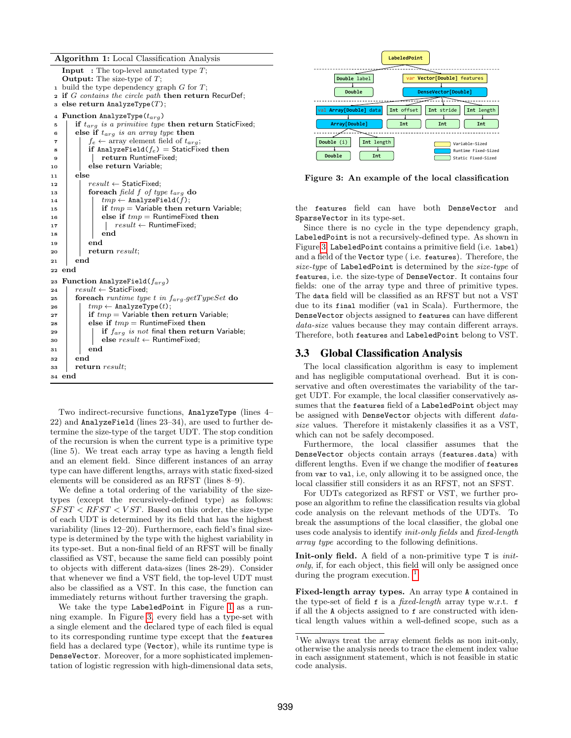**Algorithm 1:** Local Classification Analysis

```
   Input  : The top-level annotated type T;
   Output: The size-type of T;
1  build the type dependency graph G for T;
2  if G contains the circle path then return RecurDef;
3  else return AnalyzeType(T);
4  Function AnalyzeType(t_arg)
5      if t_arg is a primitive type then return StaticFixed;
6      else if t_arg is an array type then
7          f_e ← array element field of t_arg;
8          if AnalyzeField(f_e) = StaticFixed then
9              return RuntimeFixed;
10         else return Variable;
11     else
12         result ← StaticFixed;
13         foreach field f of type t_arg do
14             tmp ← AnalyzeField(f);
15             if tmp = Variable then return Variable;
16             else if tmp = RuntimeFixed then
17                 result ← RuntimeFixed;
18             end
19         end
20         return result;
21     end
22 end
23 Function AnalyzeField(f_arg)
24     result ← StaticFixed;
25     foreach runtime type t in f_arg.getTypeSet do
26         tmp ← AnalyzeType(t);
27         if tmp = Variable then return Variable;
28         else if tmp = RuntimeFixed then
29             if f_arg is not final then return Variable;
30             else result ← RuntimeFixed;
31         end
32     end
33     return result;
34 end
```

Two indirect-recursive functions, `AnalyzeType` (lines 4–22) and `AnalyzeField` (lines 23–34), are used to further determine the size-type of the target UDT. The stop condition of the recursion is when the current type is a primitive type (line 5). We treat each array type as having a length field and an element field. Since different instances of an array type can have different lengths, arrays with static fixed-sized elements will be considered as an RFST (lines 8–9).

We define a total ordering of the variability of the size-types (except the recursively-defined type) as follows: $SFST < RFST < VST$. Based on this order, the size-type of each UDT is determined by its field that has the highest variability (lines 12–20). Furthermore, each field's final size-type is determined by the type with the highest variability in its type-set. But a non-final field of an RFST will be finally classified as VST, because the same field can possibly point to objects with different data-sizes (lines 28-29). Consider that whenever we find a VST field, the top-level UDT must also be classified as a VST. In this case, the function can immediately returns without further traversing the graph.

We take the type `LabeledPoint` in Figure 1 as a running example. In Figure 3, every field has a type-set with a single element and the declared type of each filed is equal to its corresponding runtime type except that the `features` field has a declared type (`Vector`), while its runtime type is `DenseVector`. Moreover, for a more sophisticated implementation of logistic regression with high-dimensional data sets,

LabeledPoint
Double label
Double
var Vector[Double] features
DenseVector[Double]
val Array[Double] data
Array[Double]
Int offset
Int
Int stride
Int
Int length
Int
Double (i)
Double
Int length
Int
Variable-Sized
Runtime Fixed-Sized
Static Fixed-Sized

**Figure 3: An example of the local classification**

the `features` field can have both `DenseVector` and `SparseVector` in its type-set.

Since there is no cycle in the type dependency graph, `LabeledPoint` is not a recursively-defined type. As shown in Figure 3, `LabeledPoint` contains a primitive field (i.e. `label`) and a field of the `Vector` type ( i.e. `features`). Therefore, the *size-type* of `LabeledPoint` is determined by the *size-type* of `features`, i.e. the size-type of `DenseVector`. It contains four fields: one of the array type and three of primitive types. The `data` field will be classified as an RFST but not a VST due to its `final` modifier (`val` in Scala). Furthermore, the `DenseVector` objects assigned to `features` can have different *data-size* values because they may contain different arrays. Therefore, both `features` and `LabeledPoint` belong to VST.

## 3.3 Global Classification Analysis

The local classification algorithm is easy to implement and has negligible computational overhead. But it is conservative and often overestimates the variability of the target UDT. For example, the local classifier conservatively assumes that the `features` field of a `LabeledPoint` object may be assigned with `DenseVector` objects with different *data-size* values. Therefore it mistakenly classifies it as a VST, which can not be safely decomposed.

Furthermore, the local classifier assumes that the `DenseVector` objects contain arrays (`features.data`) with different lengths. Even if we change the modifier of `features` from `var` to `val`, i.e, only allowing it to be assigned once, the local classifier still considers it as an RFST, not an SFST.

For UDTs categorized as RFST or VST, we further propose an algorithm to refine the classification results via global code analysis on the relevant methods of the UDTs. To break the assumptions of the local classifier, the global one uses code analysis to identify *init-only fields* and *fixed-length array type* according to the following definitions.

**Init-only field.** A field of a non-primitive type `T` is *init-only*, if, for each object, this field will only be assigned once during the program execution. [1]

**Fixed-length array types.** An array type `A` contained in the type-set of field `f` is a *fixed-length* array type w.r.t. `f` if all the `A` objects assigned to `f` are constructed with identical length values within a well-defined scope, such as a

[1] We always treat the array element fields as non init-only, otherwise the analysis needs to trace the element index value in each assignment statement, which is not feasible in static code analysis.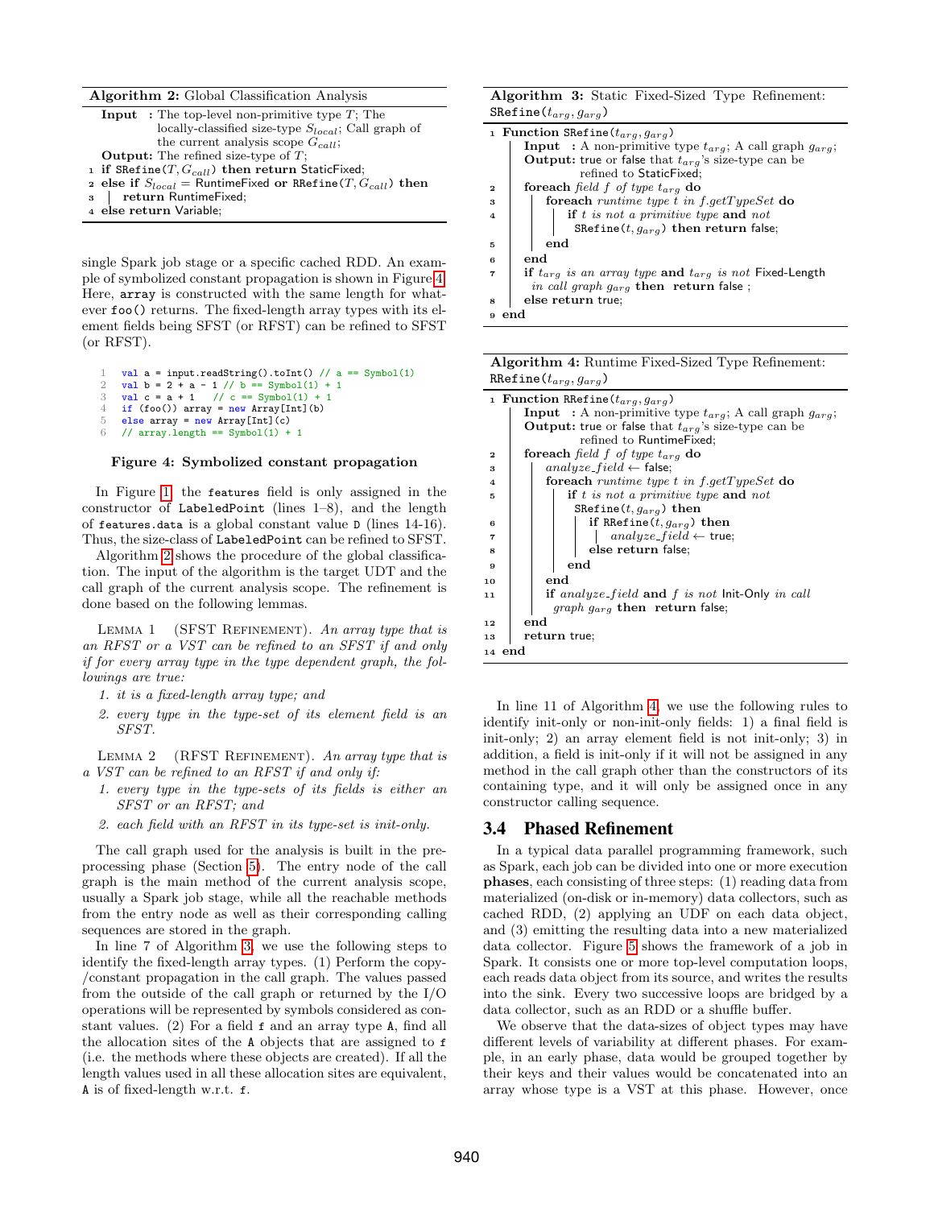**Algorithm 2:** Global Classification Analysis

**Input :** The top-level non-primitive type $T$; The locally-classified size-type $S_{local}$; Call graph of the current analysis scope $G_{call}$;
**Output:** The refined size-type of $T$;

```
1 if SRefine(T, G_call) then return StaticFixed;
2 else if S_local = RuntimeFixed or RRefine(T, G_call) then
3 |   return RuntimeFixed;
4 else return Variable;
```

single Spark job stage or a specific cached RDD. An example of symbolized constant propagation is shown in Figure 4. Here, `array` is constructed with the same length for whatever `foo()` returns. The fixed-length array types with its element fields being SFST (or RFST) can be refined to SFST (or RFST).

```
1  val a = input.readString().toInt() // a == Symbol(1)
2  val b = 2 + a - 1 // b == Symbol(1) + 1
3  val c = a + 1   // c == Symbol(1) + 1
4  if (foo()) array = new Array[Int](b)
5  else array = new Array[Int](c)
6  // array.length == Symbol(1) + 1
```

**Figure 4: Symbolized constant propagation**

In Figure 1, the `features` field is only assigned in the constructor of `LabeledPoint` (lines 1–8), and the length of `features.data` is a global constant value `D` (lines 14-16). Thus, the size-class of `LabeledPoint` can be refined to SFST.

Algorithm 2 shows the procedure of the global classification. The input of the algorithm is the target UDT and the call graph of the current analysis scope. The refinement is done based on the following lemmas.

Lemma 1 (SFST Refinement). *An array type that is an RFST or a VST can be refined to an SFST if and only if for every array type in the type dependent graph, the followings are true:*

1. *it is a fixed-length array type; and*
2. *every type in the type-set of its element field is an SFST.*

Lemma 2 (RFST Refinement). *An array type that is a VST can be refined to an RFST if and only if:*

1. *every type in the type-sets of its fields is either an SFST or an RFST; and*
2. *each field with an RFST in its type-set is init-only.*

The call graph used for the analysis is built in the preprocessing phase (Section 5). The entry node of the call graph is the main method of the current analysis scope, usually a Spark job stage, while all the reachable methods from the entry node as well as their corresponding calling sequences are stored in the graph.

In line 7 of Algorithm 3, we use the following steps to identify the fixed-length array types. (1) Perform the copy-/constant propagation in the call graph. The values passed from the outside of the call graph or returned by the I/O operations will be represented by symbols considered as constant values. (2) For a field `f` and an array type `A`, find all the allocation sites of the `A` objects that are assigned to `f` (i.e. the methods where these objects are created). If all the length values used in all these allocation sites are equivalent, `A` is of fixed-length w.r.t. `f`.

**Algorithm 3:** Static Fixed-Sized Type Refinement: `SRefine`($t_{arg}, g_{arg}$)

```
1  Function SRefine(t_arg, g_arg)
       Input : A non-primitive type t_arg; A call graph g_arg;
       Output: true or false that t_arg's size-type can be
               refined to StaticFixed;
2      foreach field f of type t_arg do
3          foreach runtime type t in f.getTypeSet do
4              if t is not a primitive type and not
                 SRefine(t, g_arg) then return false;
5          end
6      end
7      if t_arg is an array type and t_arg is not Fixed-Length
         in call graph g_arg then return false ;
8      else return true;
9  end
```

**Algorithm 4:** Runtime Fixed-Sized Type Refinement: `RRefine`($t_{arg}, g_{arg}$)

```
1  Function RRefine(t_arg, g_arg)
       Input : A non-primitive type t_arg; A call graph g_arg;
       Output: true or false that t_arg's size-type can be
               refined to RuntimeFixed;
2      foreach field f of type t_arg do
3          analyze_field ← false;
4          foreach runtime type t in f.getTypeSet do
5              if t is not a primitive type and not
                 SRefine(t, g_arg) then
6                  if RRefine(t, g_arg) then
7                      analyze_field ← true;
8                  else return false;
9              end
10         end
11         if analyze_field and f is not Init-Only in call
             graph g_arg then return false;
12     end
13     return true;
14 end
```

In line 11 of Algorithm 4, we use the following rules to identify init-only or non-init-only fields: 1) a final field is init-only; 2) an array element field is not init-only; 3) in addition, a field is init-only if it will not be assigned in any method in the call graph other than the constructors of its containing type, and it will only be assigned once in any constructor calling sequence.

## 3.4 Phased Refinement

In a typical data parallel programming framework, such as Spark, each job can be divided into one or more execution **phases**, each consisting of three steps: (1) reading data from materialized (on-disk or in-memory) data collectors, such as cached RDD, (2) applying an UDF on each data object, and (3) emitting the resulting data into a new materialized data collector. Figure 5 shows the framework of a job in Spark. It consists one or more top-level computation loops, each reads data object from its source, and writes the results into the sink. Every two successive loops are bridged by a data collector, such as an RDD or a shuffle buffer.

We observe that the data-sizes of object types may have different levels of variability at different phases. For example, in an early phase, data would be grouped together by their keys and their values would be concatenated into an array whose type is a VST at this phase. However, once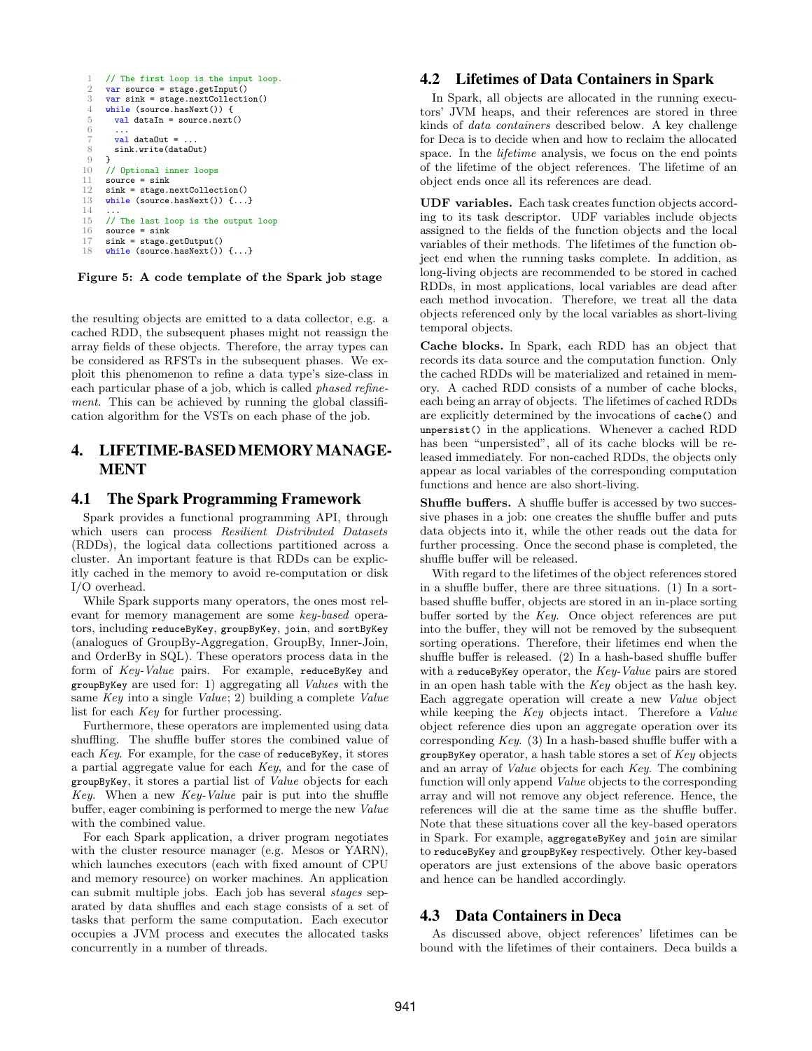```
// The first loop is the input loop.
var source = stage.getInput()
var sink = stage.nextCollection()
while (source.hasNext()) {
  val dataIn = source.next()
  ...
  val dataOut = ...
  sink.write(dataOut)
}
// Optional inner loops
source = sink
sink = stage.nextCollection()
while (source.hasNext()) {...}
...
// The last loop is the output loop
source = sink
sink = stage.getOutput()
while (source.hasNext()) {...}
```

**Figure 5: A code template of the Spark job stage**

the resulting objects are emitted to a data collector, e.g. a cached RDD, the subsequent phases might not reassign the array fields of these objects. Therefore, the array types can be considered as RFSTs in the subsequent phases. We exploit this phenomenon to refine a data type's size-class in each particular phase of a job, which is called *phased refinement*. This can be achieved by running the global classification algorithm for the VSTs on each phase of the job.

# 4. LIFETIME-BASED MEMORY MANAGEMENT

## 4.1 The Spark Programming Framework

Spark provides a functional programming API, through which users can process *Resilient Distributed Datasets* (RDDs), the logical data collections partitioned across a cluster. An important feature is that RDDs can be explicitly cached in the memory to avoid re-computation or disk I/O overhead.

While Spark supports many operators, the ones most relevant for memory management are some *key-based* operators, including `reduceByKey`, `groupByKey`, `join`, and `sortByKey` (analogues of GroupBy-Aggregation, GroupBy, Inner-Join, and OrderBy in SQL). These operators process data in the form of *Key-Value* pairs. For example, `reduceByKey` and `groupByKey` are used for: 1) aggregating all *Values* with the same *Key* into a single *Value*; 2) building a complete *Value* list for each *Key* for further processing.

Furthermore, these operators are implemented using data shuffling. The shuffle buffer stores the combined value of each *Key*. For example, for the case of `reduceByKey`, it stores a partial aggregate value for each *Key*, and for the case of `groupByKey`, it stores a partial list of *Value* objects for each *Key*. When a new *Key-Value* pair is put into the shuffle buffer, eager combining is performed to merge the new *Value* with the combined value.

For each Spark application, a driver program negotiates with the cluster resource manager (e.g. Mesos or YARN), which launches executors (each with fixed amount of CPU and memory resource) on worker machines. An application can submit multiple jobs. Each job has several *stages* separated by data shuffles and each stage consists of a set of tasks that perform the same computation. Each executor occupies a JVM process and executes the allocated tasks concurrently in a number of threads.

## 4.2 Lifetimes of Data Containers in Spark

In Spark, all objects are allocated in the running executors' JVM heaps, and their references are stored in three kinds of *data containers* described below. A key challenge for Deca is to decide when and how to reclaim the allocated space. In the *lifetime* analysis, we focus on the end points of the lifetime of the object references. The lifetime of an object ends once all its references are dead.

**UDF variables.** Each task creates function objects according to its task descriptor. UDF variables include objects assigned to the fields of the function objects and the local variables of their methods. The lifetimes of the function object end when the running tasks complete. In addition, as long-living objects are recommended to be stored in cached RDDs, in most applications, local variables are dead after each method invocation. Therefore, we treat all the data objects referenced only by the local variables as short-living temporal objects.

**Cache blocks.** In Spark, each RDD has an object that records its data source and the computation function. Only the cached RDDs will be materialized and retained in memory. A cached RDD consists of a number of cache blocks, each being an array of objects. The lifetimes of cached RDDs are explicitly determined by the invocations of `cache()` and `unpersist()` in the applications. Whenever a cached RDD has been "unpersisted", all of its cache blocks will be released immediately. For non-cached RDDs, the objects only appear as local variables of the corresponding computation functions and hence are also short-living.

**Shuffle buffers.** A shuffle buffer is accessed by two successive phases in a job: one creates the shuffle buffer and puts data objects into it, while the other reads out the data for further processing. Once the second phase is completed, the shuffle buffer will be released.

With regard to the lifetimes of the object references stored in a shuffle buffer, there are three situations. (1) In a sort-based shuffle buffer, objects are stored in an in-place sorting buffer sorted by the *Key*. Once object references are put into the buffer, they will not be removed by the subsequent sorting operations. Therefore, their lifetimes end when the shuffle buffer is released. (2) In a hash-based shuffle buffer with a `reduceByKey` operator, the *Key-Value* pairs are stored in an open hash table with the *Key* object as the hash key. Each aggregate operation will create a new *Value* object while keeping the *Key* objects intact. Therefore a *Value* object reference dies upon an aggregate operation over its corresponding *Key*. (3) In a hash-based shuffle buffer with a `groupByKey` operator, a hash table stores a set of *Key* objects and an array of *Value* objects for each *Key*. The combining function will only append *Value* objects to the corresponding array and will not remove any object reference. Hence, the references will die at the same time as the shuffle buffer. Note that these situations cover all the key-based operators in Spark. For example, `aggregateByKey` and `join` are similar to `reduceByKey` and `groupByKey` respectively. Other key-based operators are just extensions of the above basic operators and hence can be handled accordingly.

## 4.3 Data Containers in Deca

As discussed above, object references' lifetimes can be bound with the lifetimes of their containers. Deca builds a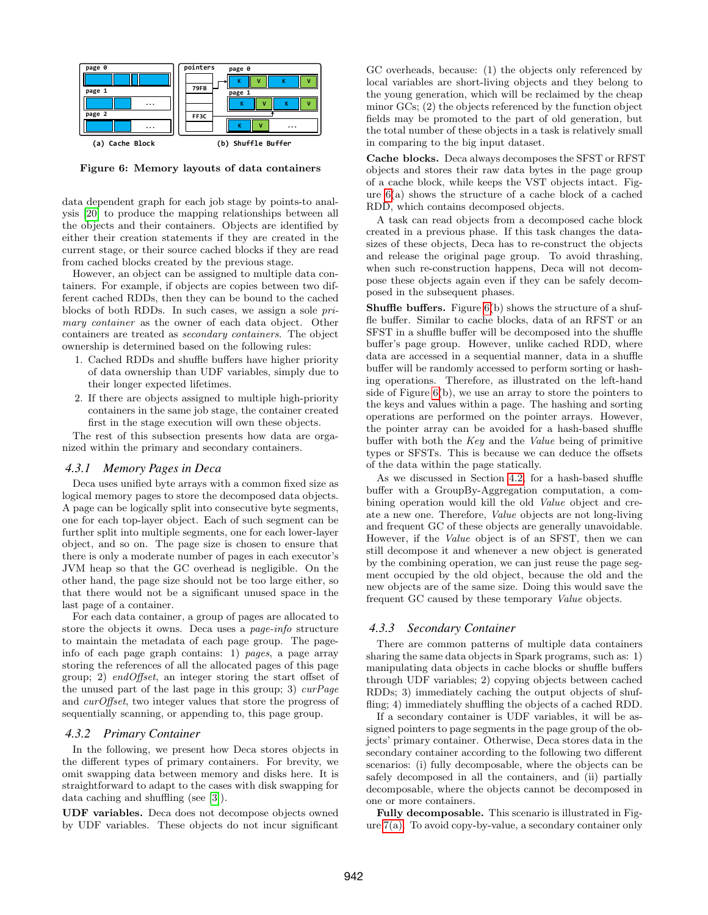**Figure 6: Memory layouts of data containers**

data dependent graph for each job stage by points-to analysis [20] to produce the mapping relationships between all the objects and their containers. Objects are identified by either their creation statements if they are created in the current stage, or their source cached blocks if they are read from cached blocks created by the previous stage.

However, an object can be assigned to multiple data containers. For example, if objects are copies between two different cached RDDs, then they can be bound to the cached blocks of both RDDs. In such cases, we assign a sole *primary container* as the owner of each data object. Other containers are treated as *secondary containers*. The object ownership is determined based on the following rules:

1. Cached RDDs and shuffle buffers have higher priority of data ownership than UDF variables, simply due to their longer expected lifetimes.
2. If there are objects assigned to multiple high-priority containers in the same job stage, the container created first in the stage execution will own these objects.

The rest of this subsection presents how data are organized within the primary and secondary containers.

### 4.3.1 Memory Pages in Deca

Deca uses unified byte arrays with a common fixed size as logical memory pages to store the decomposed data objects. A page can be logically split into consecutive byte segments, one for each top-layer object. Each of such segment can be further split into multiple segments, one for each lower-layer object, and so on. The page size is chosen to ensure that there is only a moderate number of pages in each executor's JVM heap so that the GC overhead is negligible. On the other hand, the page size should not be too large either, so that there would not be a significant unused space in the last page of a container.

For each data container, a group of pages are allocated to store the objects it owns. Deca uses a *page-info* structure to maintain the metadata of each page group. The page-info of each page graph contains: 1) *pages*, a page array storing the references of all the allocated pages of this page group; 2) *endOffset*, an integer storing the start offset of the unused part of the last page in this group; 3) *curPage* and *curOffset*, two integer values that store the progress of sequentially scanning, or appending to, this page group.

### 4.3.2 Primary Container

In the following, we present how Deca stores objects in the different types of primary containers. For brevity, we omit swapping data between memory and disks here. It is straightforward to adapt to the cases with disk swapping for data caching and shuffling (see [3]).

**UDF variables.** Deca does not decompose objects owned by UDF variables. These objects do not incur significant GC overheads, because: (1) the objects only referenced by local variables are short-living objects and they belong to the young generation, which will be reclaimed by the cheap minor GCs; (2) the objects referenced by the function object fields may be promoted to the part of old generation, but the total number of these objects in a task is relatively small in comparing to the big input dataset.

**Cache blocks.** Deca always decomposes the SFST or RFST objects and stores their raw data bytes in the page group of a cache block, while keeps the VST objects intact. Figure 6(a) shows the structure of a cache block of a cached RDD, which contains decomposed objects.

A task can read objects from a decomposed cache block created in a previous phase. If this task changes the data-sizes of these objects, Deca has to re-construct the objects and release the original page group. To avoid thrashing, when such re-construction happens, Deca will not decompose these objects again even if they can be safely decomposed in the subsequent phases.

**Shuffle buffers.** Figure 6(b) shows the structure of a shuffle buffer. Similar to cache blocks, data of an RFST or an SFST in a shuffle buffer will be decomposed into the shuffle buffer's page group. However, unlike cached RDD, where data are accessed in a sequential manner, data in a shuffle buffer will be randomly accessed to perform sorting or hashing operations. Therefore, as illustrated on the left-hand side of Figure 6(b), we use an array to store the pointers to the keys and values within a page. The hashing and sorting operations are performed on the pointer arrays. However, the pointer array can be avoided for a hash-based shuffle buffer with both the *Key* and the *Value* being of primitive types or SFSTs. This is because we can deduce the offsets of the data within the page statically.

As we discussed in Section 4.2, for a hash-based shuffle buffer with a GroupBy-Aggregation computation, a combining operation would kill the old *Value* object and create a new one. Therefore, *Value* objects are not long-living and frequent GC of these objects are generally unavoidable. However, if the *Value* object is of an SFST, then we can still decompose it and whenever a new object is generated by the combining operation, we can just reuse the page segment occupied by the old object, because the old and the new objects are of the same size. Doing this would save the frequent GC caused by these temporary *Value* objects.

### 4.3.3 Secondary Container

There are common patterns of multiple data containers sharing the same data objects in Spark programs, such as: 1) manipulating data objects in cache blocks or shuffle buffers through UDF variables; 2) copying objects between cached RDDs; 3) immediately caching the output objects of shuffling; 4) immediately shuffling the objects of a cached RDD.

If a secondary container is UDF variables, it will be assigned pointers to page segments in the page group of the objects' primary container. Otherwise, Deca stores data in the secondary container according to the following two different scenarios: (i) fully decomposable, where the objects can be safely decomposed in all the containers, and (ii) partially decomposable, where the objects cannot be decomposed in one or more containers.

**Fully decomposable.** This scenario is illustrated in Figure 7(a). To avoid copy-by-value, a secondary container only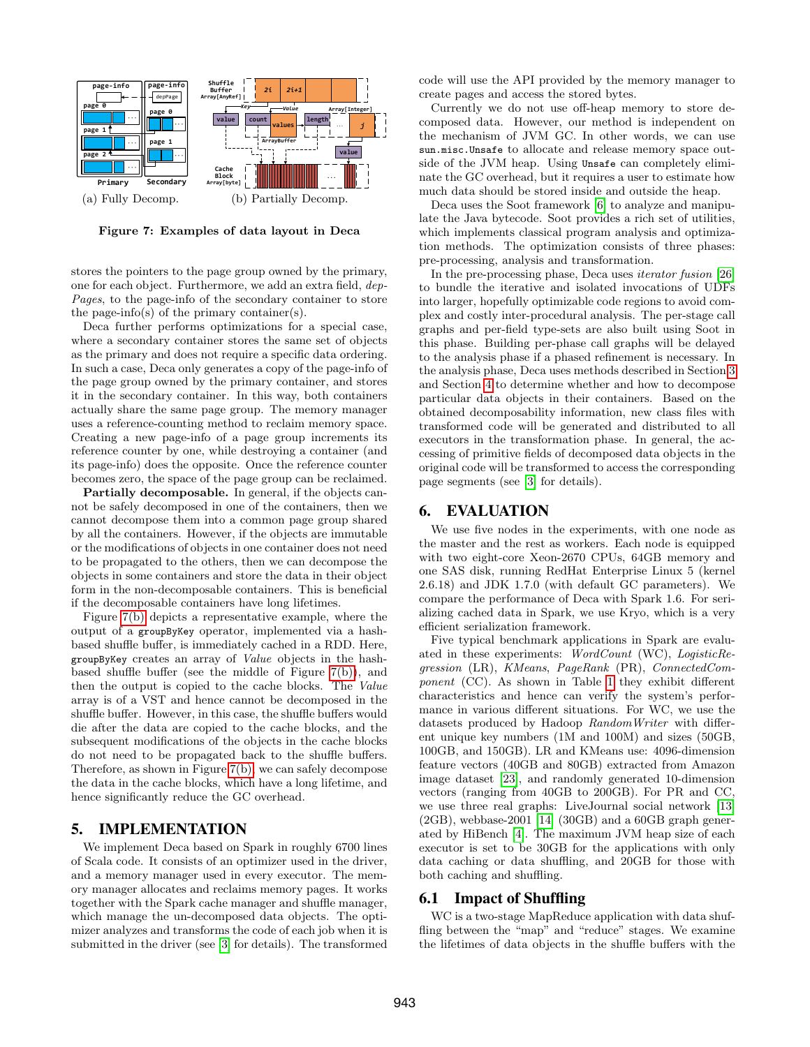page-info

page 0

page 1

page 2

Primary

page-info

depPage

page 0

page 1

Secondary

Shuffle Buffer Array[AnyRef]

2i

2i+1

Key

Value

Array[Integer]

value

count

values

length

...

j

ArrayBuffer

value

Cache Block Array[byte]

(a) Fully Decomp.

(b) Partially Decomp.

**Figure 7: Examples of data layout in Deca**

stores the pointers to the page group owned by the primary, one for each object. Furthermore, we add an extra field, *depPages*, to the page-info of the secondary container to store the page-info(s) of the primary container(s).

Deca further performs optimizations for a special case, where a secondary container stores the same set of objects as the primary and does not require a specific data ordering. In such a case, Deca only generates a copy of the page-info of the page group owned by the primary container, and stores it in the secondary container. In this way, both containers actually share the same page group. The memory manager uses a reference-counting method to reclaim memory space. Creating a new page-info of a page group increments its reference counter by one, while destroying a container (and its page-info) does the opposite. Once the reference counter becomes zero, the space of the page group can be reclaimed.

**Partially decomposable.** In general, if the objects cannot be safely decomposed in one of the containers, then we cannot decompose them into a common page group shared by all the containers. However, if the objects are immutable or the modifications of objects in one container does not need to be propagated to the others, then we can decompose the objects in some containers and store the data in their object form in the non-decomposable containers. This is beneficial if the decomposable containers have long lifetimes.

Figure 7(b) depicts a representative example, where the output of a `groupByKey` operator, implemented via a hash-based shuffle buffer, is immediately cached in a RDD. Here, `groupByKey` creates an array of *Value* objects in the hash-based shuffle buffer (see the middle of Figure 7(b)), and then the output is copied to the cache blocks. The *Value* array is of a VST and hence cannot be decomposed in the shuffle buffer. However, in this case, the shuffle buffers would die after the data are copied to the cache blocks, and the subsequent modifications of the objects in the cache blocks do not need to be propagated back to the shuffle buffers. Therefore, as shown in Figure 7(b), we can safely decompose the data in the cache blocks, which have a long lifetime, and hence significantly reduce the GC overhead.

## 5. IMPLEMENTATION

We implement Deca based on Spark in roughly 6700 lines of Scala code. It consists of an optimizer used in the driver, and a memory manager used in every executor. The memory manager allocates and reclaims memory pages. It works together with the Spark cache manager and shuffle manager, which manage the un-decomposed data objects. The optimizer analyzes and transforms the code of each job when it is submitted in the driver (see [3] for details). The transformed code will use the API provided by the memory manager to create pages and access the stored bytes.

Currently we do not use off-heap memory to store decomposed data. However, our method is independent on the mechanism of JVM GC. In other words, we can use `sun.misc.Unsafe` to allocate and release memory space outside of the JVM heap. Using `Unsafe` can completely eliminate the GC overhead, but it requires a user to estimate how much data should be stored inside and outside the heap.

Deca uses the Soot framework [6] to analyze and manipulate the Java bytecode. Soot provides a rich set of utilities, which implements classical program analysis and optimization methods. The optimization consists of three phases: pre-processing, analysis and transformation.

In the pre-processing phase, Deca uses *iterator fusion* [26] to bundle the iterative and isolated invocations of UDFs into larger, hopefully optimizable code regions to avoid complex and costly inter-procedural analysis. The per-stage call graphs and per-field type-sets are also built using Soot in this phase. Building per-phase call graphs will be delayed to the analysis phase if a phased refinement is necessary. In the analysis phase, Deca uses methods described in Section 3 and Section 4 to determine whether and how to decompose particular data objects in their containers. Based on the obtained decomposability information, new class files with transformed code will be generated and distributed to all executors in the transformation phase. In general, the accessing of primitive fields of decomposed data objects in the original code will be transformed to access the corresponding page segments (see [3] for details).

## 6. EVALUATION

We use five nodes in the experiments, with one node as the master and the rest as workers. Each node is equipped with two eight-core Xeon-2670 CPUs, 64GB memory and one SAS disk, running RedHat Enterprise Linux 5 (kernel 2.6.18) and JDK 1.7.0 (with default GC parameters). We compare the performance of Deca with Spark 1.6. For serializing cached data in Spark, we use Kryo, which is a very efficient serialization framework.

Five typical benchmark applications in Spark are evaluated in these experiments: *WordCount* (WC), *LogisticRegression* (LR), *KMeans*, *PageRank* (PR), *ConnectedComponent* (CC). As shown in Table 1 they exhibit different characteristics and hence can verify the system's performance in various different situations. For WC, we use the datasets produced by Hadoop *RandomWriter* with different unique key numbers (1M and 100M) and sizes (50GB, 100GB, and 150GB). LR and KMeans use: 4096-dimension feature vectors (40GB and 80GB) extracted from Amazon image dataset [23], and randomly generated 10-dimension vectors (ranging from 40GB to 200GB). For PR and CC, we use three real graphs: LiveJournal social network [13] (2GB), webbase-2001 [14] (30GB) and a 60GB graph generated by HiBench [4]. The maximum JVM heap size of each executor is set to be 30GB for the applications with only data caching or data shuffling, and 20GB for those with both caching and shuffling.

### 6.1 Impact of Shuffling

WC is a two-stage MapReduce application with data shuffling between the "map" and "reduce" stages. We examine the lifetimes of data objects in the shuffle buffers with the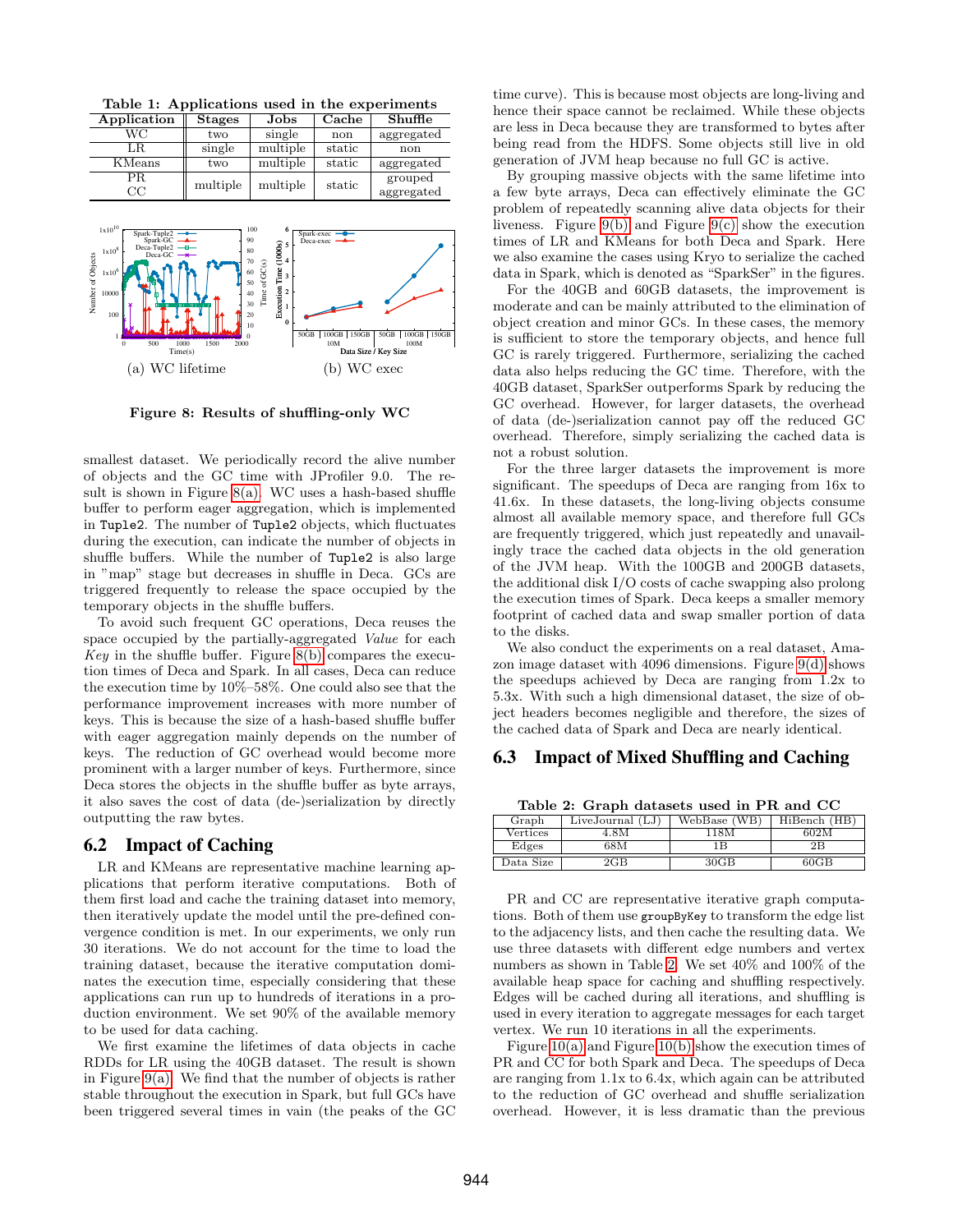Table 1: Applications used in the experiments

| Application | Stages | Jobs | Cache | Shuffle |
|---|---|---|---|---|
| WC | two | single | non | aggregated |
| LR | single | multiple | static | non |
| KMeans | two | multiple | static | aggregated |
| PR<br>CC | multiple | multiple | static | grouped<br>aggregated |

(a) WC lifetime (b) WC exec

**Figure 8: Results of shuffling-only WC**

smallest dataset. We periodically record the alive number of objects and the GC time with JProfiler 9.0. The result is shown in Figure 8(a). WC uses a hash-based shuffle buffer to perform eager aggregation, which is implemented in `Tuple2`. The number of `Tuple2` objects, which fluctuates during the execution, can indicate the number of objects in shuffle buffers. While the number of `Tuple2` is also large in "map" stage but decreases in shuffle in Deca. GCs are triggered frequently to release the space occupied by the temporary objects in the shuffle buffers.

To avoid such frequent GC operations, Deca reuses the space occupied by the partially-aggregated *Value* for each *Key* in the shuffle buffer. Figure 8(b) compares the execution times of Deca and Spark. In all cases, Deca can reduce the execution time by 10%–58%. One could also see that the performance improvement increases with more number of keys. This is because the size of a hash-based shuffle buffer with eager aggregation mainly depends on the number of keys. The reduction of GC overhead would become more prominent with a larger number of keys. Furthermore, since Deca stores the objects in the shuffle buffer as byte arrays, it also saves the cost of data (de-)serialization by directly outputting the raw bytes.

## 6.2 Impact of Caching

LR and KMeans are representative machine learning applications that perform iterative computations. Both of them first load and cache the training dataset into memory, then iteratively update the model until the pre-defined convergence condition is met. In our experiments, we only run 30 iterations. We do not account for the time to load the training dataset, because the iterative computation dominates the execution time, especially considering that these applications can run up to hundreds of iterations in a production environment. We set 90% of the available memory to be used for data caching.

We first examine the lifetimes of data objects in cache RDDs for LR using the 40GB dataset. The result is shown in Figure 9(a). We find that the number of objects is rather stable throughout the execution in Spark, but full GCs have been triggered several times in vain (the peaks of the GC time curve). This is because most objects are long-living and hence their space cannot be reclaimed. While these objects are less in Deca because they are transformed to bytes after being read from the HDFS. Some objects still live in old generation of JVM heap because no full GC is active.

By grouping massive objects with the same lifetime into a few byte arrays, Deca can effectively eliminate the GC problem of repeatedly scanning alive data objects for their liveness. Figure 9(b) and Figure 9(c) show the execution times of LR and KMeans for both Deca and Spark. Here we also examine the cases using Kryo to serialize the cached data in Spark, which is denoted as "SparkSer" in the figures.

For the 40GB and 60GB datasets, the improvement is moderate and can be mainly attributed to the elimination of object creation and minor GCs. In these cases, the memory is sufficient to store the temporary objects, and hence full GC is rarely triggered. Furthermore, serializing the cached data also helps reducing the GC time. Therefore, with the 40GB dataset, SparkSer outperforms Spark by reducing the GC overhead. However, for larger datasets, the overhead of data (de-)serialization cannot pay off the reduced GC overhead. Therefore, simply serializing the cached data is not a robust solution.

For the three larger datasets the improvement is more significant. The speedups of Deca are ranging from 16x to 41.6x. In these datasets, the long-living objects consume almost all available memory space, and therefore full GCs are frequently triggered, which just repeatedly and unavailingly trace the cached data objects in the old generation of the JVM heap. With the 100GB and 200GB datasets, the additional disk I/O costs of cache swapping also prolong the execution times of Spark. Deca keeps a smaller memory footprint of cached data and swap smaller portion of data to the disks.

We also conduct the experiments on a real dataset, Amazon image dataset with 4096 dimensions. Figure 9(d) shows the speedups achieved by Deca are ranging from 1.2x to 5.3x. With such a high dimensional dataset, the size of object headers becomes negligible and therefore, the sizes of the cached data of Spark and Deca are nearly identical.

## 6.3 Impact of Mixed Shuffling and Caching

Table 2: Graph datasets used in PR and CC

| Graph | LiveJournal (LJ) | WebBase (WB) | HiBench (HB) |
|---|---|---|---|
| Vertices | 4.8M | 118M | 602M |
| Edges | 68M | 1B | 2B |
| Data Size | 2GB | 30GB | 60GB |

PR and CC are representative iterative graph computations. Both of them use `groupByKey` to transform the edge list to the adjacency lists, and then cache the resulting data. We use three datasets with different edge numbers and vertex numbers as shown in Table 2. We set 40% and 100% of the available heap space for caching and shuffling respectively. Edges will be cached during all iterations, and shuffling is used in every iteration to aggregate messages for each target vertex. We run 10 iterations in all the experiments.

Figure 10(a) and Figure 10(b) show the execution times of PR and CC for both Spark and Deca. The speedups of Deca are ranging from 1.1x to 6.4x, which again can be attributed to the reduction of GC overhead and shuffle serialization overhead. However, it is less dramatic than the previous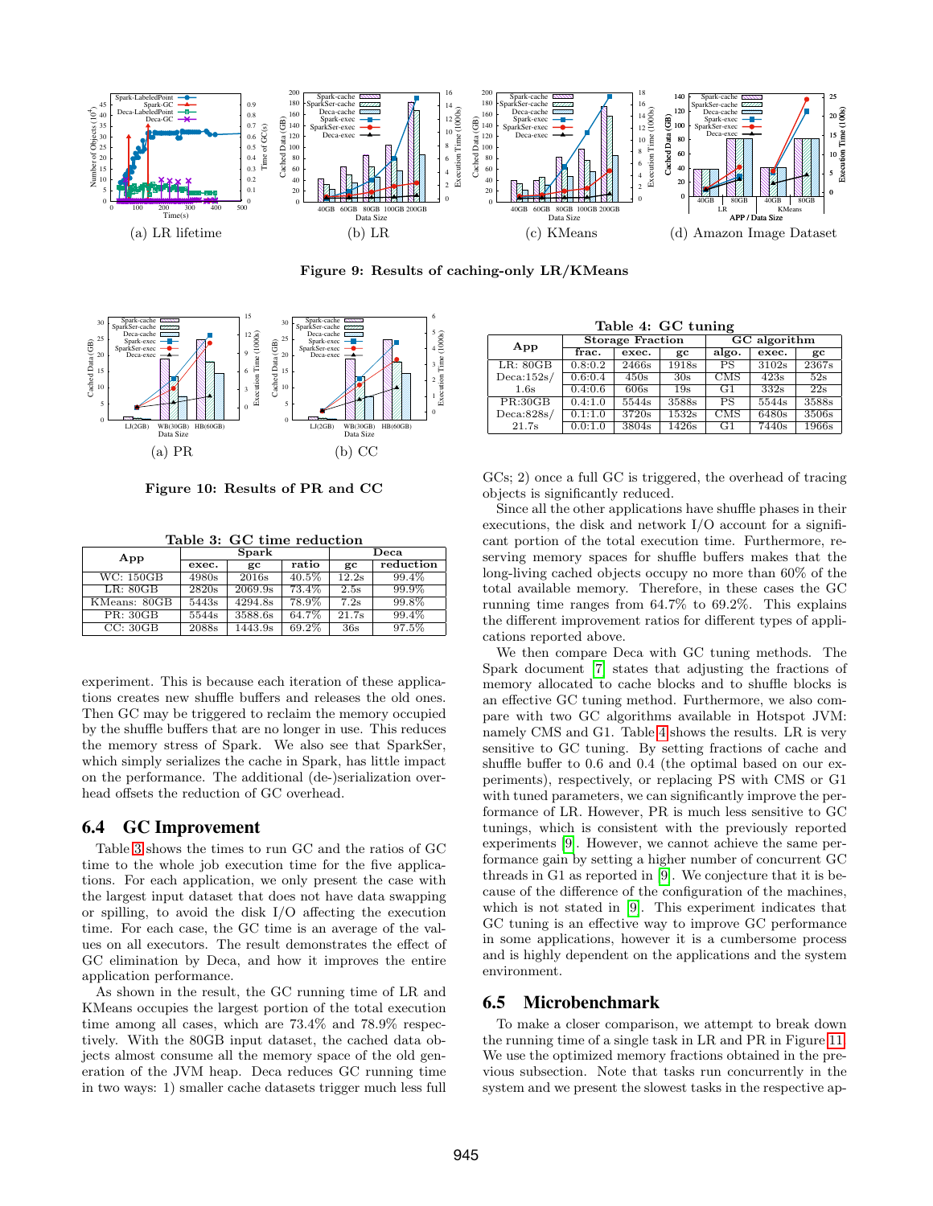(a) LR lifetime (b) LR (c) KMeans (d) Amazon Image Dataset

**Figure 9: Results of caching-only LR/KMeans**

(a) PR (b) CC

**Figure 10: Results of PR and CC**

**Table 3: GC time reduction**

| App | Spark | | | Deca | |
|---|---|---|---|---|---|
| | exec. | gc | ratio | gc | reduction |
| WC: 150GB | 4980s | 2016s | 40.5% | 12.2s | 99.4% |
| LR: 80GB | 2820s | 2069.9s | 73.4% | 2.5s | 99.9% |
| KMeans: 80GB | 5443s | 4294.8s | 78.9% | 7.2s | 99.8% |
| PR: 30GB | 5544s | 3588.6s | 64.7% | 21.7s | 99.4% |
| CC: 30GB | 2088s | 1443.9s | 69.2% | 36s | 97.5% |

experiment. This is because each iteration of these applications creates new shuffle buffers and releases the old ones. Then GC may be triggered to reclaim the memory occupied by the shuffle buffers that are no longer in use. This reduces the memory stress of Spark. We also see that SparkSer, which simply serializes the cache in Spark, has little impact on the performance. The additional (de-)serialization overhead offsets the reduction of GC overhead.

## 6.4 GC Improvement

Table 3 shows the times to run GC and the ratios of GC time to the whole job execution time for the five applications. For each application, we only present the case with the largest input dataset that does not have data swapping or spilling, to avoid the disk I/O affecting the execution time. For each case, the GC time is an average of the values on all executors. The result demonstrates the effect of GC elimination by Deca, and how it improves the entire application performance.

As shown in the result, the GC running time of LR and KMeans occupies the largest portion of the total execution time among all cases, which are 73.4% and 78.9% respectively. With the 80GB input dataset, the cached data objects almost consume all the memory space of the old generation of the JVM heap. Deca reduces GC running time in two ways: 1) smaller cache datasets trigger much less full GCs; 2) once a full GC is triggered, the overhead of tracing objects is significantly reduced.

Since all the other applications have shuffle phases in their executions, the disk and network I/O account for a significant portion of the total execution time. Furthermore, reserving memory spaces for shuffle buffers makes that the long-living cached objects occupy no more than 60% of the total available memory. Therefore, in these cases the GC running time ranges from 64.7% to 69.2%. This explains the different improvement ratios for different types of applications reported above.

**Table 4: GC tuning**

| App | Storage Fraction | | | GC algorithm | | |
|---|---|---|---|---|---|---|
| | frac. | exec. | gc | algo. | exec. | gc |
| LR: 80GB | 0.8:0.2 | 2466s | 1918s | PS | 3102s | 2367s |
| Deca:152s/ | 0.6:0.4 | 450s | 30s | CMS | 423s | 52s |
| 1.6s | 0.4:0.6 | 606s | 19s | G1 | 332s | 22s |
| PR:30GB | 0.4:1.0 | 5544s | 3588s | PS | 5544s | 3588s |
| Deca:828s/ | 0.1:1.0 | 3720s | 1532s | CMS | 6480s | 3506s |
| 21.7s | 0.0:1.0 | 3804s | 1426s | G1 | 7440s | 1966s |

We then compare Deca with GC tuning methods. The Spark document [7] states that adjusting the fractions of memory allocated to cache blocks and to shuffle blocks is an effective GC tuning method. Furthermore, we also compare with two GC algorithms available in Hotspot JVM: namely CMS and G1. Table 4 shows the results. LR is very sensitive to GC tuning. By setting fractions of cache and shuffle buffer to 0.6 and 0.4 (the optimal based on our experiments), respectively, or replacing PS with CMS or G1 with tuned parameters, we can significantly improve the performance of LR. However, PR is much less sensitive to GC tunings, which is consistent with the previously reported experiments [9]. However, we cannot achieve the same performance gain by setting a higher number of concurrent GC threads in G1 as reported in [9]. We conjecture that it is because of the difference of the configuration of the machines, which is not stated in [9]. This experiment indicates that GC tuning is an effective way to improve GC performance in some applications, however it is a cumbersome process and is highly dependent on the applications and the system environment.

## 6.5 Microbenchmark

To make a closer comparison, we attempt to break down the running time of a single task in LR and PR in Figure 11. We use the optimized memory fractions obtained in the previous subsection. Note that tasks run concurrently in the system and we present the slowest tasks in the respective ap-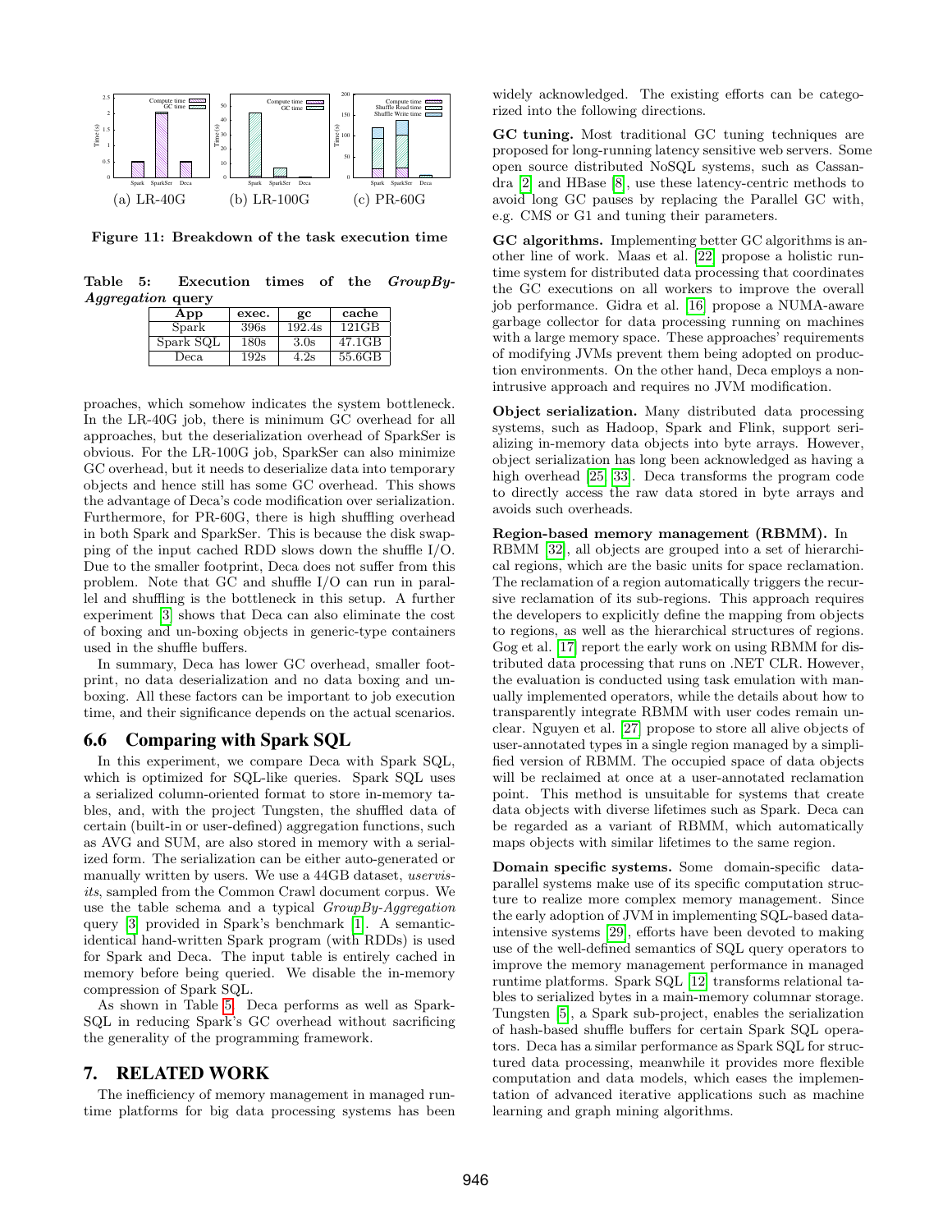(a) LR-40G (b) LR-100G (c) PR-60G

**Figure 11: Breakdown of the task execution time**

**Table 5: Execution times of the *GroupBy-Aggregation* query**

| App | exec. | gc | cache |
|---|---|---|---|
| Spark | 396s | 192.4s | 121GB |
| Spark SQL | 180s | 3.0s | 47.1GB |
| Deca | 192s | 4.2s | 55.6GB |

proaches, which somehow indicates the system bottleneck. In the LR-40G job, there is minimum GC overhead for all approaches, but the deserialization overhead of SparkSer is obvious. For the LR-100G job, SparkSer can also minimize GC overhead, but it needs to deserialize data into temporary objects and hence still has some GC overhead. This shows the advantage of Deca's code modification over serialization. Furthermore, for PR-60G, there is high shuffling overhead in both Spark and SparkSer. This is because the disk swapping of the input cached RDD slows down the shuffle I/O. Due to the smaller footprint, Deca does not suffer from this problem. Note that GC and shuffle I/O can run in parallel and shuffling is the bottleneck in this setup. A further experiment [3] shows that Deca can also eliminate the cost of boxing and un-boxing objects in generic-type containers used in the shuffle buffers.

In summary, Deca has lower GC overhead, smaller footprint, no data deserialization and no data boxing and unboxing. All these factors can be important to job execution time, and their significance depends on the actual scenarios.

### 6.6 Comparing with Spark SQL

In this experiment, we compare Deca with Spark SQL, which is optimized for SQL-like queries. Spark SQL uses a serialized column-oriented format to store in-memory tables, and, with the project Tungsten, the shuffled data of certain (built-in or user-defined) aggregation functions, such as AVG and SUM, are also stored in memory with a serialized form. The serialization can be either auto-generated or manually written by users. We use a 44GB dataset, *uservisits*, sampled from the Common Crawl document corpus. We use the table schema and a typical *GroupBy-Aggregation* query [3] provided in Spark's benchmark [1]. A semantic-identical hand-written Spark program (with RDDs) is used for Spark and Deca. The input table is entirely cached in memory before being queried. We disable the in-memory compression of Spark SQL.

As shown in Table 5, Deca performs as well as Spark-SQL in reducing Spark's GC overhead without sacrificing the generality of the programming framework.

## 7. RELATED WORK

The inefficiency of memory management in managed runtime platforms for big data processing systems has been widely acknowledged. The existing efforts can be categorized into the following directions.

**GC tuning.** Most traditional GC tuning techniques are proposed for long-running latency sensitive web servers. Some open source distributed NoSQL systems, such as Cassandra [2] and HBase [8], use these latency-centric methods to avoid long GC pauses by replacing the Parallel GC with, e.g. CMS or G1 and tuning their parameters.

**GC algorithms.** Implementing better GC algorithms is another line of work. Maas et al. [22] propose a holistic runtime system for distributed data processing that coordinates the GC executions on all workers to improve the overall job performance. Gidra et al. [16] propose a NUMA-aware garbage collector for data processing running on machines with a large memory space. These approaches' requirements of modifying JVMs prevent them being adopted on production environments. On the other hand, Deca employs a non-intrusive approach and requires no JVM modification.

**Object serialization.** Many distributed data processing systems, such as Hadoop, Spark and Flink, support serializing in-memory data objects into byte arrays. However, object serialization has long been acknowledged as having a high overhead [25, 33]. Deca transforms the program code to directly access the raw data stored in byte arrays and avoids such overheads.

**Region-based memory management (RBMM).** In RBMM [32], all objects are grouped into a set of hierarchical regions, which are the basic units for space reclamation. The reclamation of a region automatically triggers the recursive reclamation of its sub-regions. This approach requires the developers to explicitly define the mapping from objects to regions, as well as the hierarchical structures of regions. Gog et al. [17] report the early work on using RBMM for distributed data processing that runs on .NET CLR. However, the evaluation is conducted using task emulation with manually implemented operators, while the details about how to transparently integrate RBMM with user codes remain unclear. Nguyen et al. [27] propose to store all alive objects of user-annotated types in a single region managed by a simplified version of RBMM. The occupied space of data objects will be reclaimed at once at a user-annotated reclamation point. This method is unsuitable for systems that create data objects with diverse lifetimes such as Spark. Deca can be regarded as a variant of RBMM, which automatically maps objects with similar lifetimes to the same region.

**Domain specific systems.** Some domain-specific data-parallel systems make use of its specific computation structure to realize more complex memory management. Since the early adoption of JVM in implementing SQL-based data-intensive systems [29], efforts have been devoted to making use of the well-defined semantics of SQL query operators to improve the memory management performance in managed runtime platforms. Spark SQL [12] transforms relational tables to serialized bytes in a main-memory columnar storage. Tungsten [5], a Spark sub-project, enables the serialization of hash-based shuffle buffers for certain Spark SQL operators. Deca has a similar performance as Spark SQL for structured data processing, meanwhile it provides more flexible computation and data models, which eases the implementation of advanced iterative applications such as machine learning and graph mining algorithms.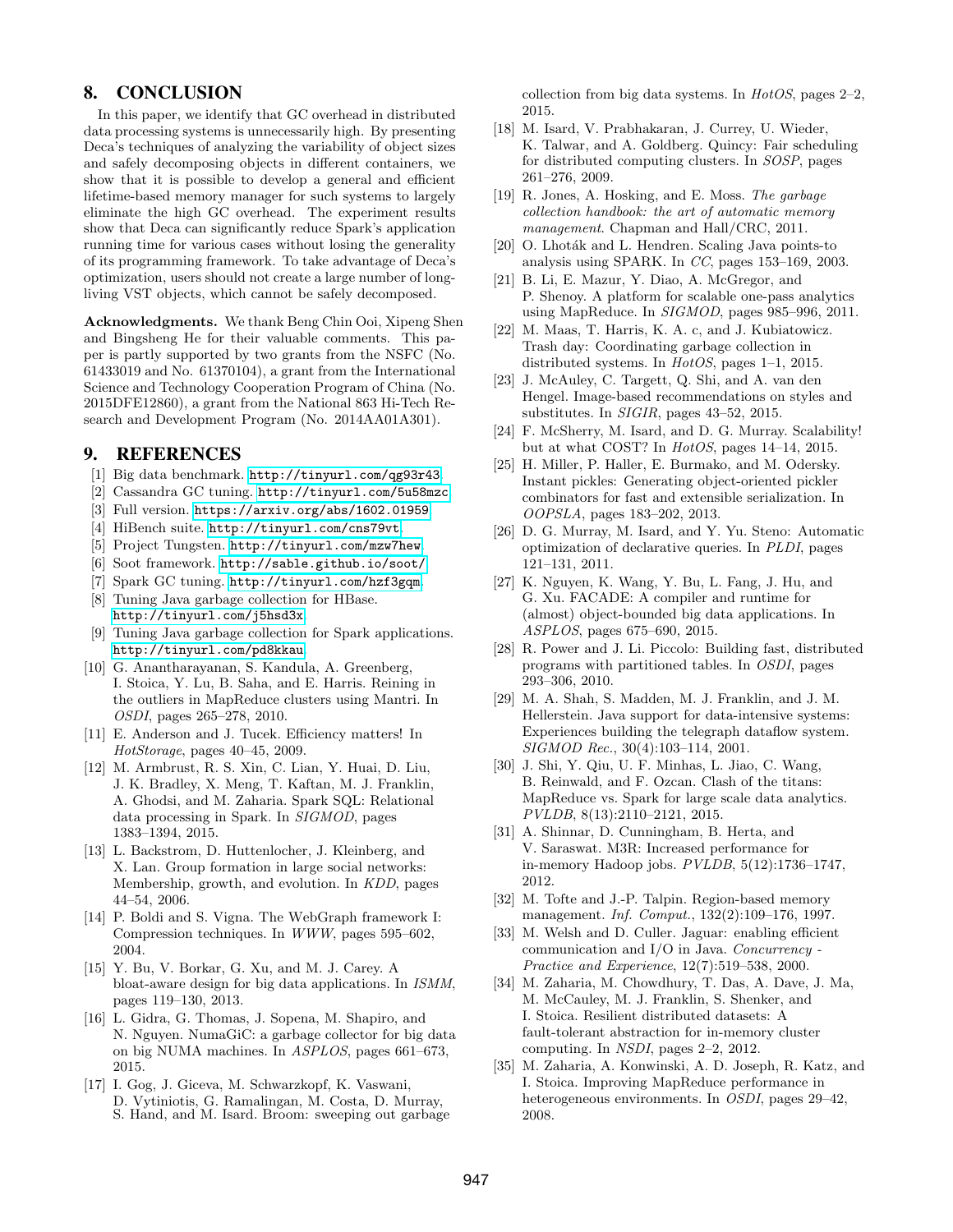## 8. CONCLUSION

In this paper, we identify that GC overhead in distributed data processing systems is unnecessarily high. By presenting Deca's techniques of analyzing the variability of object sizes and safely decomposing objects in different containers, we show that it is possible to develop a general and efficient lifetime-based memory manager for such systems to largely eliminate the high GC overhead. The experiment results show that Deca can significantly reduce Spark's application running time for various cases without losing the generality of its programming framework. To take advantage of Deca's optimization, users should not create a large number of long-living VST objects, which cannot be safely decomposed.

**Acknowledgments.** We thank Beng Chin Ooi, Xipeng Shen and Bingsheng He for their valuable comments. This paper is partly supported by two grants from the NSFC (No. 61433019 and No. 61370104), a grant from the International Science and Technology Cooperation Program of China (No. 2015DFE12860), a grant from the National 863 Hi-Tech Research and Development Program (No. 2014AA01A301).

## 9. REFERENCES

[1] Big data benchmark. http://tinyurl.com/qg93r43.

[2] Cassandra GC tuning. http://tinyurl.com/5u58mzc.

[3] Full version. https://arxiv.org/abs/1602.01959.

[4] HiBench suite. http://tinyurl.com/cns79vt.

[5] Project Tungsten. http://tinyurl.com/mzw7hew.

[6] Soot framework. http://sable.github.io/soot/.

[7] Spark GC tuning. http://tinyurl.com/hzf3gqm.

[8] Tuning Java garbage collection for HBase. http://tinyurl.com/j5hsd3x.

[9] Tuning Java garbage collection for Spark applications. http://tinyurl.com/pd8kkau.

[10] G. Ananthanarayanan, S. Kandula, A. Greenberg, I. Stoica, Y. Lu, B. Saha, and E. Harris. Reining in the outliers in MapReduce clusters using Mantri. In *OSDI*, pages 265–278, 2010.

[11] E. Anderson and J. Tucek. Efficiency matters! In *HotStorage*, pages 40–45, 2009.

[12] M. Armbrust, R. S. Xin, C. Lian, Y. Huai, D. Liu, J. K. Bradley, X. Meng, T. Kaftan, M. J. Franklin, A. Ghodsi, and M. Zaharia. Spark SQL: Relational data processing in Spark. In *SIGMOD*, pages 1383–1394, 2015.

[13] L. Backstrom, D. Huttenlocher, J. Kleinberg, and X. Lan. Group formation in large social networks: Membership, growth, and evolution. In *KDD*, pages 44–54, 2006.

[14] P. Boldi and S. Vigna. The WebGraph framework I: Compression techniques. In *WWW*, pages 595–602, 2004.

[15] Y. Bu, V. Borkar, G. Xu, and M. J. Carey. A bloat-aware design for big data applications. In *ISMM*, pages 119–130, 2013.

[16] L. Gidra, G. Thomas, J. Sopena, M. Shapiro, and N. Nguyen. NumaGiC: a garbage collector for big data on big NUMA machines. In *ASPLOS*, pages 661–673, 2015.

[17] I. Gog, J. Giceva, M. Schwarzkopf, K. Vaswani, D. Vytiniotis, G. Ramalingan, M. Costa, D. Murray, S. Hand, and M. Isard. Broom: sweeping out garbage collection from big data systems. In *HotOS*, pages 2–2, 2015.

[18] M. Isard, V. Prabhakaran, J. Currey, U. Wieder, K. Talwar, and A. Goldberg. Quincy: Fair scheduling for distributed computing clusters. In *SOSP*, pages 261–276, 2009.

[19] R. Jones, A. Hosking, and E. Moss. *The garbage collection handbook: the art of automatic memory management*. Chapman and Hall/CRC, 2011.

[20] O. Lhoták and L. Hendren. Scaling Java points-to analysis using SPARK. In *CC*, pages 153–169, 2003.

[21] B. Li, E. Mazur, Y. Diao, A. McGregor, and P. Shenoy. A platform for scalable one-pass analytics using MapReduce. In *SIGMOD*, pages 985–996, 2011.

[22] M. Maas, T. Harris, K. A. c, and J. Kubiatowicz. Trash day: Coordinating garbage collection in distributed systems. In *HotOS*, pages 1–1, 2015.

[23] J. McAuley, C. Targett, Q. Shi, and A. van den Hengel. Image-based recommendations on styles and substitutes. In *SIGIR*, pages 43–52, 2015.

[24] F. McSherry, M. Isard, and D. G. Murray. Scalability! but at what COST? In *HotOS*, pages 14–14, 2015.

[25] H. Miller, P. Haller, E. Burmako, and M. Odersky. Instant pickles: Generating object-oriented pickler combinators for fast and extensible serialization. In *OOPSLA*, pages 183–202, 2013.

[26] D. G. Murray, M. Isard, and Y. Yu. Steno: Automatic optimization of declarative queries. In *PLDI*, pages 121–131, 2011.

[27] K. Nguyen, K. Wang, Y. Bu, L. Fang, J. Hu, and G. Xu. FACADE: A compiler and runtime for (almost) object-bounded big data applications. In *ASPLOS*, pages 675–690, 2015.

[28] R. Power and J. Li. Piccolo: Building fast, distributed programs with partitioned tables. In *OSDI*, pages 293–306, 2010.

[29] M. A. Shah, S. Madden, M. J. Franklin, and J. M. Hellerstein. Java support for data-intensive systems: Experiences building the telegraph dataflow system. *SIGMOD Rec.*, 30(4):103–114, 2001.

[30] J. Shi, Y. Qiu, U. F. Minhas, L. Jiao, C. Wang, B. Reinwald, and F. Ozcan. Clash of the titans: MapReduce vs. Spark for large scale data analytics. *PVLDB*, 8(13):2110–2121, 2015.

[31] A. Shinnar, D. Cunningham, B. Herta, and V. Saraswat. M3R: Increased performance for in-memory Hadoop jobs. *PVLDB*, 5(12):1736–1747, 2012.

[32] M. Tofte and J.-P. Talpin. Region-based memory management. *Inf. Comput.*, 132(2):109–176, 1997.

[33] M. Welsh and D. Culler. Jaguar: enabling efficient communication and I/O in Java. *Concurrency - Practice and Experience*, 12(7):519–538, 2000.

[34] M. Zaharia, M. Chowdhury, T. Das, A. Dave, J. Ma, M. McCauley, M. J. Franklin, S. Shenker, and I. Stoica. Resilient distributed datasets: A fault-tolerant abstraction for in-memory cluster computing. In *NSDI*, pages 2–2, 2012.

[35] M. Zaharia, A. Konwinski, A. D. Joseph, R. Katz, and I. Stoica. Improving MapReduce performance in heterogeneous environments. In *OSDI*, pages 29–42, 2008.